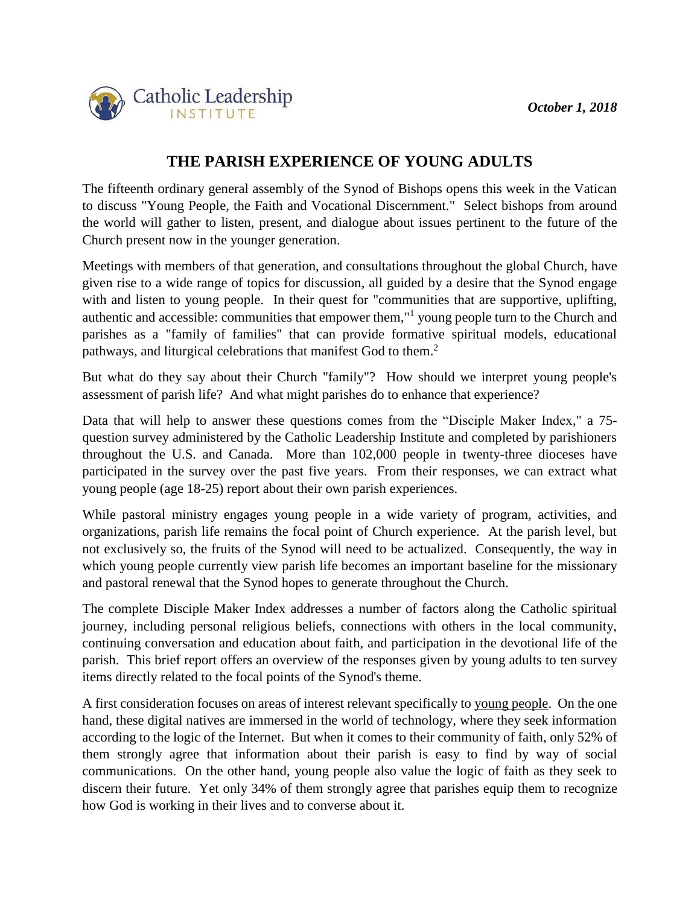Catholic Leadership INSTITUTE

*October 1, 2018*

# THE PARISH EXPERIENCE OF YOUNG ADULTS

The fifteenth ordinary general assembly of the Synod of Bishops opens this week in the Vatican to discuss "Young People, the Faith and Vocational Discernment." Select bishops from around the world will gather to listen, present, and dialogue about issues pertinent to the future of the Church present now in the younger generation.

Meetings with members of that generation, and consultations throughout the global Church, have given rise to a wide range of topics for discussion, all guided by a desire that the Synod engage with and listen to young people. In their quest for "communities that are supportive, uplifting, authentic and accessible: communities that empower them,"[1] young people turn to the Church and parishes as a "family of families" that can provide formative spiritual models, educational pathways, and liturgical celebrations that manifest God to them.[2]

But what do they say about their Church "family"? How should we interpret young people's assessment of parish life? And what might parishes do to enhance that experience?

Data that will help to answer these questions comes from the "Disciple Maker Index," a 75-question survey administered by the Catholic Leadership Institute and completed by parishioners throughout the U.S. and Canada. More than 102,000 people in twenty-three dioceses have participated in the survey over the past five years. From their responses, we can extract what young people (age 18-25) report about their own parish experiences.

While pastoral ministry engages young people in a wide variety of program, activities, and organizations, parish life remains the focal point of Church experience. At the parish level, but not exclusively so, the fruits of the Synod will need to be actualized. Consequently, the way in which young people currently view parish life becomes an important baseline for the missionary and pastoral renewal that the Synod hopes to generate throughout the Church.

The complete Disciple Maker Index addresses a number of factors along the Catholic spiritual journey, including personal religious beliefs, connections with others in the local community, continuing conversation and education about faith, and participation in the devotional life of the parish. This brief report offers an overview of the responses given by young adults to ten survey items directly related to the focal points of the Synod's theme.

A first consideration focuses on areas of interest relevant specifically to young people. On the one hand, these digital natives are immersed in the world of technology, where they seek information according to the logic of the Internet. But when it comes to their community of faith, only 52% of them strongly agree that information about their parish is easy to find by way of social communications. On the other hand, young people also value the logic of faith as they seek to discern their future. Yet only 34% of them strongly agree that parishes equip them to recognize how God is working in their lives and to converse about it.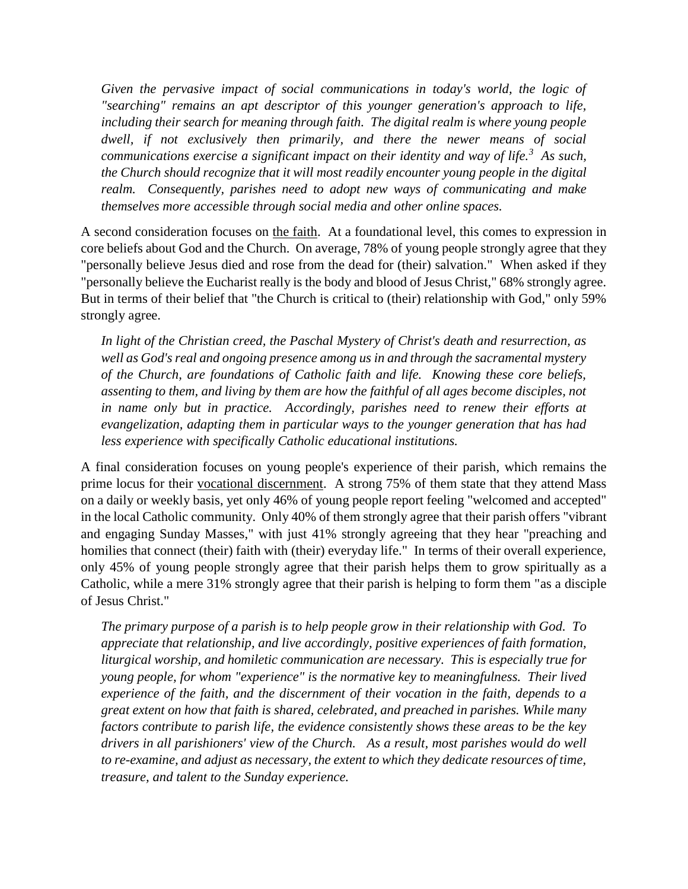*Given the pervasive impact of social communications in today's world, the logic of "searching" remains an apt descriptor of this younger generation's approach to life, including their search for meaning through faith. The digital realm is where young people dwell, if not exclusively then primarily, and there the newer means of social communications exercise a significant impact on their identity and way of life.*[3] *As such, the Church should recognize that it will most readily encounter young people in the digital realm. Consequently, parishes need to adopt new ways of communicating and make themselves more accessible through social media and other online spaces.*

A second consideration focuses on <u>the faith</u>. At a foundational level, this comes to expression in core beliefs about God and the Church. On average, 78% of young people strongly agree that they "personally believe Jesus died and rose from the dead for (their) salvation." When asked if they "personally believe the Eucharist really is the body and blood of Jesus Christ," 68% strongly agree. But in terms of their belief that "the Church is critical to (their) relationship with God," only 59% strongly agree.

*In light of the Christian creed, the Paschal Mystery of Christ's death and resurrection, as well as God's real and ongoing presence among us in and through the sacramental mystery of the Church, are foundations of Catholic faith and life. Knowing these core beliefs, assenting to them, and living by them are how the faithful of all ages become disciples, not in name only but in practice. Accordingly, parishes need to renew their efforts at evangelization, adapting them in particular ways to the younger generation that has had less experience with specifically Catholic educational institutions.*

A final consideration focuses on young people's experience of their parish, which remains the prime locus for their <u>vocational discernment</u>. A strong 75% of them state that they attend Mass on a daily or weekly basis, yet only 46% of young people report feeling "welcomed and accepted" in the local Catholic community. Only 40% of them strongly agree that their parish offers "vibrant and engaging Sunday Masses," with just 41% strongly agreeing that they hear "preaching and homilies that connect (their) faith with (their) everyday life." In terms of their overall experience, only 45% of young people strongly agree that their parish helps them to grow spiritually as a Catholic, while a mere 31% strongly agree that their parish is helping to form them "as a disciple of Jesus Christ."

*The primary purpose of a parish is to help people grow in their relationship with God. To appreciate that relationship, and live accordingly, positive experiences of faith formation, liturgical worship, and homiletic communication are necessary. This is especially true for young people, for whom "experience" is the normative key to meaningfulness. Their lived experience of the faith, and the discernment of their vocation in the faith, depends to a great extent on how that faith is shared, celebrated, and preached in parishes. While many factors contribute to parish life, the evidence consistently shows these areas to be the key drivers in all parishioners' view of the Church. As a result, most parishes would do well to re-examine, and adjust as necessary, the extent to which they dedicate resources of time, treasure, and talent to the Sunday experience.*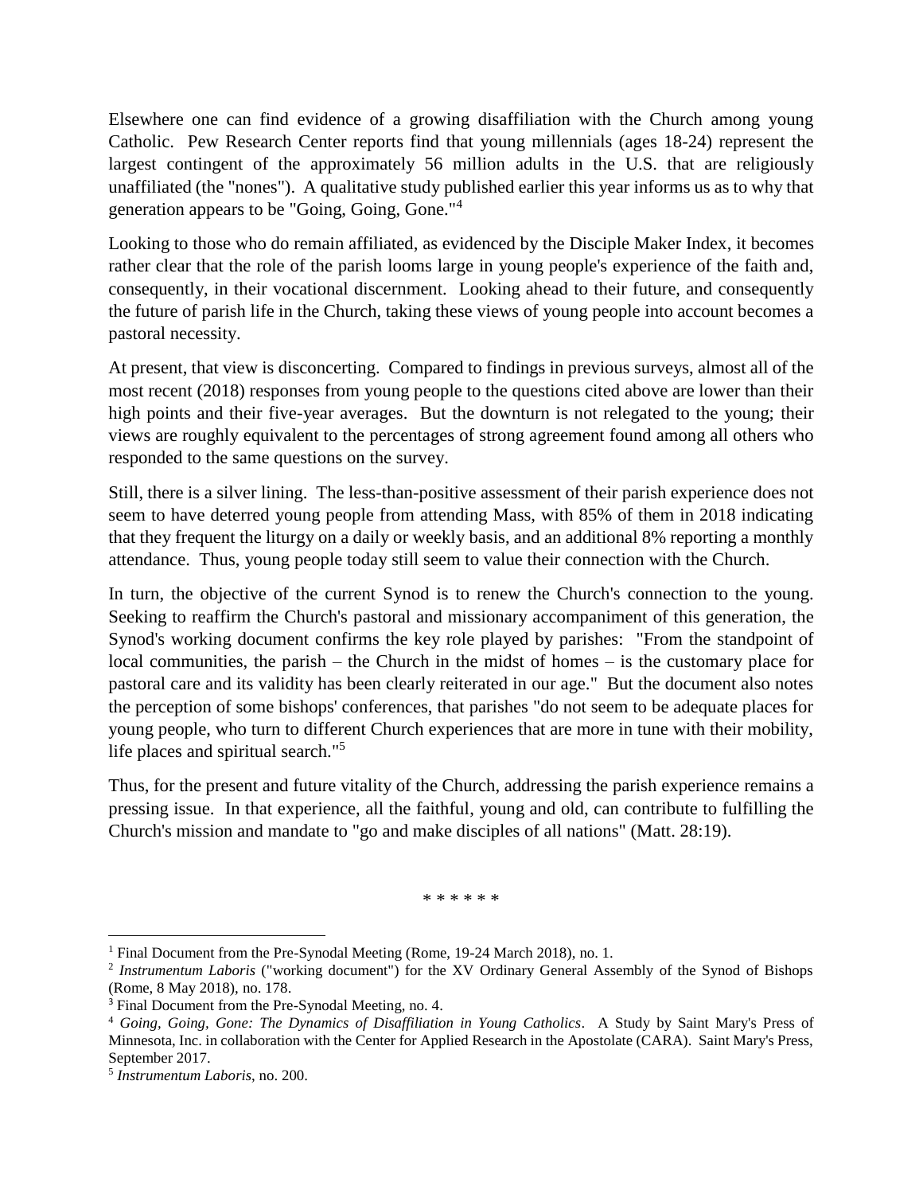Elsewhere one can find evidence of a growing disaffiliation with the Church among young Catholic. Pew Research Center reports find that young millennials (ages 18-24) represent the largest contingent of the approximately 56 million adults in the U.S. that are religiously unaffiliated (the "nones"). A qualitative study published earlier this year informs us as to why that generation appears to be "Going, Going, Gone."[4]

Looking to those who do remain affiliated, as evidenced by the Disciple Maker Index, it becomes rather clear that the role of the parish looms large in young people's experience of the faith and, consequently, in their vocational discernment. Looking ahead to their future, and consequently the future of parish life in the Church, taking these views of young people into account becomes a pastoral necessity.

At present, that view is disconcerting. Compared to findings in previous surveys, almost all of the most recent (2018) responses from young people to the questions cited above are lower than their high points and their five-year averages. But the downturn is not relegated to the young; their views are roughly equivalent to the percentages of strong agreement found among all others who responded to the same questions on the survey.

Still, there is a silver lining. The less-than-positive assessment of their parish experience does not seem to have deterred young people from attending Mass, with 85% of them in 2018 indicating that they frequent the liturgy on a daily or weekly basis, and an additional 8% reporting a monthly attendance. Thus, young people today still seem to value their connection with the Church.

In turn, the objective of the current Synod is to renew the Church's connection to the young. Seeking to reaffirm the Church's pastoral and missionary accompaniment of this generation, the Synod's working document confirms the key role played by parishes: "From the standpoint of local communities, the parish – the Church in the midst of homes – is the customary place for pastoral care and its validity has been clearly reiterated in our age." But the document also notes the perception of some bishops' conferences, that parishes "do not seem to be adequate places for young people, who turn to different Church experiences that are more in tune with their mobility, life places and spiritual search."[5]

Thus, for the present and future vitality of the Church, addressing the parish experience remains a pressing issue. In that experience, all the faithful, young and old, can contribute to fulfilling the Church's mission and mandate to "go and make disciples of all nations" (Matt. 28:19).

\* \* \* \* \* \*

---

[1] Final Document from the Pre-Synodal Meeting (Rome, 19-24 March 2018), no. 1.

[2] *Instrumentum Laboris* ("working document") for the XV Ordinary General Assembly of the Synod of Bishops (Rome, 8 May 2018), no. 178.

[3] Final Document from the Pre-Synodal Meeting, no. 4.

[4] *Going, Going, Gone: The Dynamics of Disaffiliation in Young Catholics*. A Study by Saint Mary's Press of Minnesota, Inc. in collaboration with the Center for Applied Research in the Apostolate (CARA). Saint Mary's Press, September 2017.

[5] *Instrumentum Laboris*, no. 200.